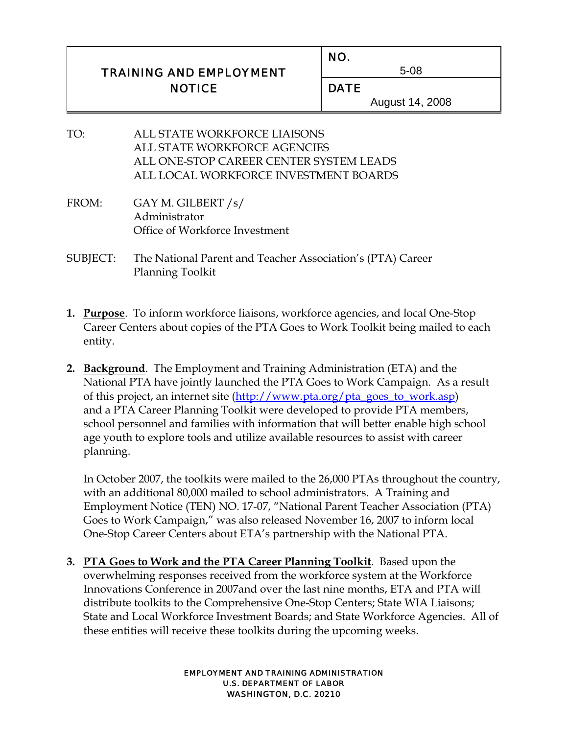| TRAINING AND EMPLOYMENT NOTICE | NO. 5-08 |
| --- | --- |
| | DATE August 14, 2008 |

TO: ALL STATE WORKFORCE LIAISONS
ALL STATE WORKFORCE AGENCIES
ALL ONE-STOP CAREER CENTER SYSTEM LEADS
ALL LOCAL WORKFORCE INVESTMENT BOARDS

FROM: GAY M. GILBERT /s/
Administrator
Office of Workforce Investment

SUBJECT: The National Parent and Teacher Association's (PTA) Career Planning Toolkit

1. **Purpose**. To inform workforce liaisons, workforce agencies, and local One-Stop Career Centers about copies of the PTA Goes to Work Toolkit being mailed to each entity.

2. **Background**. The Employment and Training Administration (ETA) and the National PTA have jointly launched the PTA Goes to Work Campaign. As a result of this project, an internet site (http://www.pta.org/pta_goes_to_work.asp) and a PTA Career Planning Toolkit were developed to provide PTA members, school personnel and families with information that will better enable high school age youth to explore tools and utilize available resources to assist with career planning.

   In October 2007, the toolkits were mailed to the 26,000 PTAs throughout the country, with an additional 80,000 mailed to school administrators. A Training and Employment Notice (TEN) NO. 17-07, "National Parent Teacher Association (PTA) Goes to Work Campaign," was also released November 16, 2007 to inform local One-Stop Career Centers about ETA's partnership with the National PTA.

3. **PTA Goes to Work and the PTA Career Planning Toolkit**. Based upon the overwhelming responses received from the workforce system at the Workforce Innovations Conference in 2007and over the last nine months, ETA and PTA will distribute toolkits to the Comprehensive One-Stop Centers; State WIA Liaisons; State and Local Workforce Investment Boards; and State Workforce Agencies. All of these entities will receive these toolkits during the upcoming weeks.

EMPLOYMENT AND TRAINING ADMINISTRATION
U.S. DEPARTMENT OF LABOR
WASHINGTON, D.C. 20210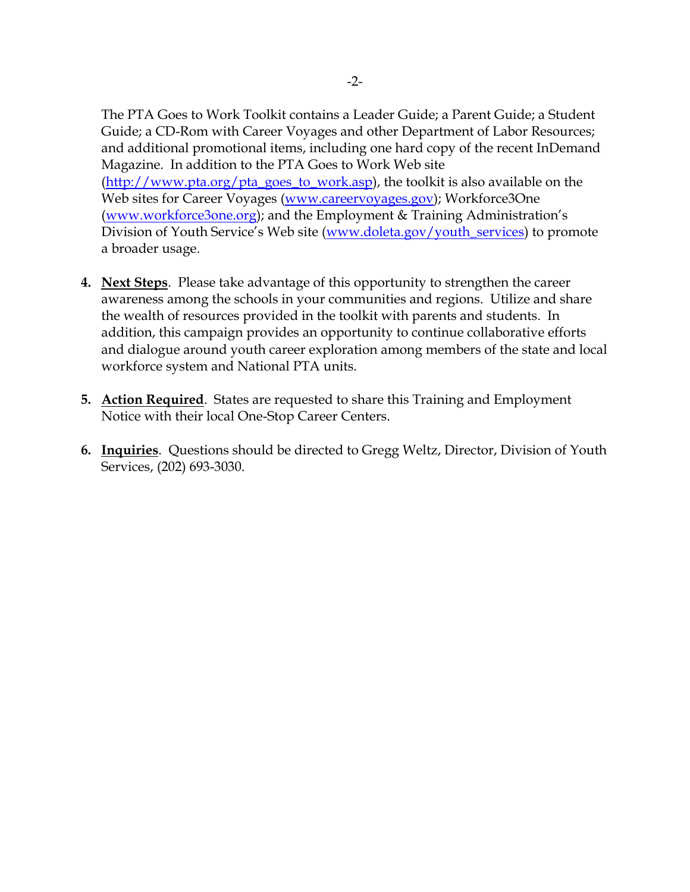The PTA Goes to Work Toolkit contains a Leader Guide; a Parent Guide; a Student Guide; a CD-Rom with Career Voyages and other Department of Labor Resources; and additional promotional items, including one hard copy of the recent InDemand Magazine. In addition to the PTA Goes to Work Web site (http://www.pta.org/pta_goes_to_work.asp), the toolkit is also available on the Web sites for Career Voyages (www.careervoyages.gov); Workforce3One (www.workforce3one.org); and the Employment & Training Administration's Division of Youth Service's Web site (www.doleta.gov/youth_services) to promote a broader usage.

4. **Next Steps**. Please take advantage of this opportunity to strengthen the career awareness among the schools in your communities and regions. Utilize and share the wealth of resources provided in the toolkit with parents and students. In addition, this campaign provides an opportunity to continue collaborative efforts and dialogue around youth career exploration among members of the state and local workforce system and National PTA units.

5. **Action Required**. States are requested to share this Training and Employment Notice with their local One-Stop Career Centers.

6. **Inquiries**. Questions should be directed to Gregg Weltz, Director, Division of Youth Services, (202) 693-3030.